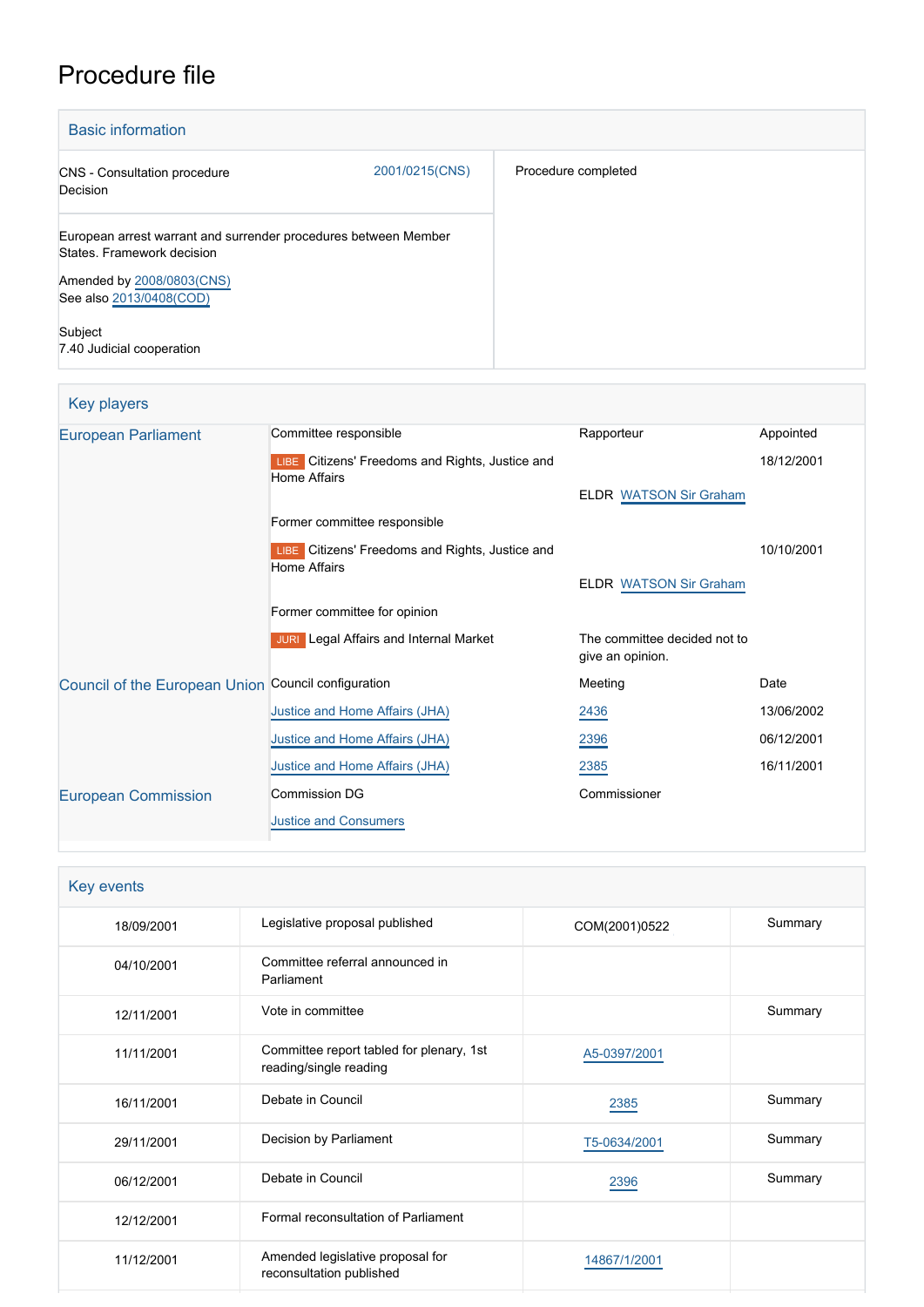# Procedure file

## Basic information

| | |
|---|---|
| CNS - Consultation procedure<br>Decision | 2001/0215(CNS) |
| European arrest warrant and surrender procedures between Member States. Framework decision<br><br>Amended by 2008/0803(CNS)<br>See also 2013/0408(COD)<br><br>Subject<br>7.40 Judicial cooperation | |

Procedure completed

## Key players

| | | | |
|---|---|---|---|
| European Parliament | Committee responsible | Rapporteur | Appointed |
| | LIBE Citizens' Freedoms and Rights, Justice and Home Affairs | ELDR WATSON Sir Graham | 18/12/2001 |
| | Former committee responsible | | |
| | LIBE Citizens' Freedoms and Rights, Justice and Home Affairs | ELDR WATSON Sir Graham | 10/10/2001 |
| | Former committee for opinion | | |
| | JURI Legal Affairs and Internal Market | The committee decided not to give an opinion. | |
| Council of the European Union | Council configuration | Meeting | Date |
| | Justice and Home Affairs (JHA) | 2436 | 13/06/2002 |
| | Justice and Home Affairs (JHA) | 2396 | 06/12/2001 |
| | Justice and Home Affairs (JHA) | 2385 | 16/11/2001 |
| European Commission | Commission DG | Commissioner | |
| | Justice and Consumers | | |

## Key events

| | | | |
|---|---|---|---|
| 18/09/2001 | Legislative proposal published | COM(2001)0522 | Summary |
| 04/10/2001 | Committee referral announced in Parliament | | |
| 12/11/2001 | Vote in committee | | Summary |
| 11/11/2001 | Committee report tabled for plenary, 1st reading/single reading | A5-0397/2001 | |
| 16/11/2001 | Debate in Council | 2385 | Summary |
| 29/11/2001 | Decision by Parliament | T5-0634/2001 | Summary |
| 06/12/2001 | Debate in Council | 2396 | Summary |
| 12/12/2001 | Formal reconsultation of Parliament | | |
| 11/12/2001 | Amended legislative proposal for reconsultation published | 14867/1/2001 | |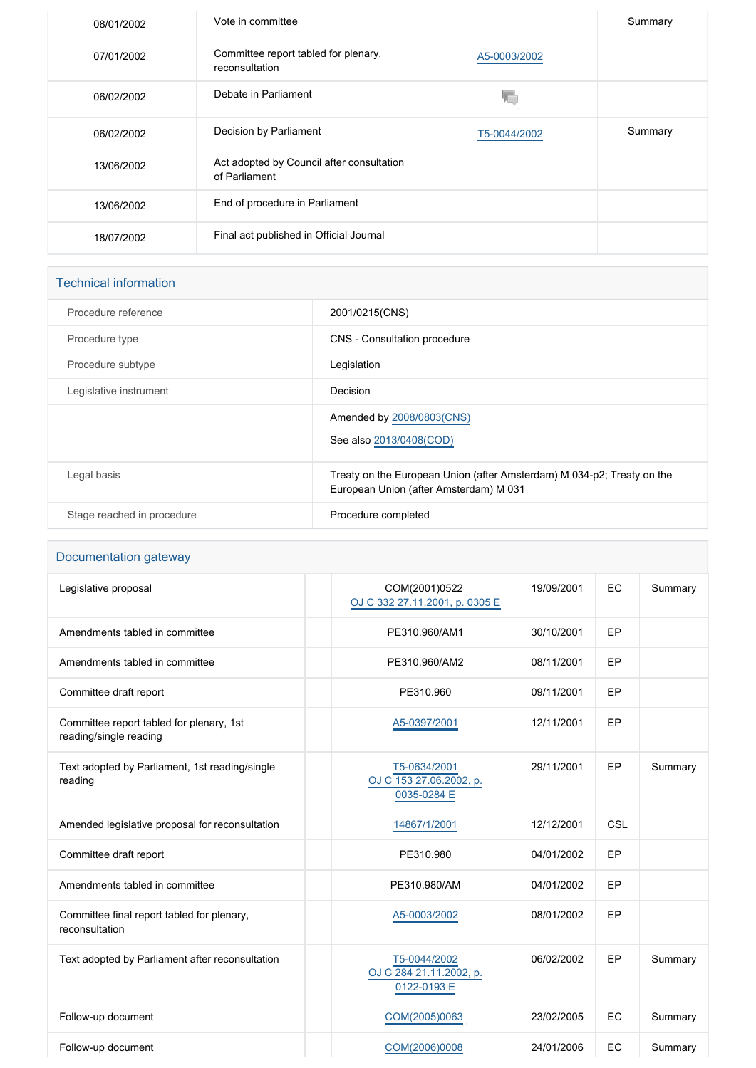| | | | |
|---|---|---|---|
| 08/01/2002 | Vote in committee | | Summary |
| 07/01/2002 | Committee report tabled for plenary, reconsultation | A5-0003/2002 | |
| 06/02/2002 | Debate in Parliament | | |
| 06/02/2002 | Decision by Parliament | T5-0044/2002 | Summary |
| 13/06/2002 | Act adopted by Council after consultation of Parliament | | |
| 13/06/2002 | End of procedure in Parliament | | |
| 18/07/2002 | Final act published in Official Journal | | |

## Technical information

| | |
|---|---|
| Procedure reference | 2001/0215(CNS) |
| Procedure type | CNS - Consultation procedure |
| Procedure subtype | Legislation |
| Legislative instrument | Decision |
| | Amended by 2008/0803(CNS)<br>See also 2013/0408(COD) |
| Legal basis | Treaty on the European Union (after Amsterdam) M 034-p2; Treaty on the European Union (after Amsterdam) M 031 |
| Stage reached in procedure | Procedure completed |

## Documentation gateway

| | | | | | |
|---|---|---|---|---|---|
| Legislative proposal | | COM(2001)0522<br>OJ C 332 27.11.2001, p. 0305 E | 19/09/2001 | EC | Summary |
| Amendments tabled in committee | | PE310.960/AM1 | 30/10/2001 | EP | |
| Amendments tabled in committee | | PE310.960/AM2 | 08/11/2001 | EP | |
| Committee draft report | | PE310.960 | 09/11/2001 | EP | |
| Committee report tabled for plenary, 1st reading/single reading | | A5-0397/2001 | 12/11/2001 | EP | |
| Text adopted by Parliament, 1st reading/single reading | | T5-0634/2001<br>OJ C 153 27.06.2002, p. 0035-0284 E | 29/11/2001 | EP | Summary |
| Amended legislative proposal for reconsultation | | 14867/1/2001 | 12/12/2001 | CSL | |
| Committee draft report | | PE310.980 | 04/01/2002 | EP | |
| Amendments tabled in committee | | PE310.980/AM | 04/01/2002 | EP | |
| Committee final report tabled for plenary, reconsultation | | A5-0003/2002 | 08/01/2002 | EP | |
| Text adopted by Parliament after reconsultation | | T5-0044/2002<br>OJ C 284 21.11.2002, p. 0122-0193 E | 06/02/2002 | EP | Summary |
| Follow-up document | | COM(2005)0063 | 23/02/2005 | EC | Summary |
| Follow-up document | | COM(2006)0008 | 24/01/2006 | EC | Summary |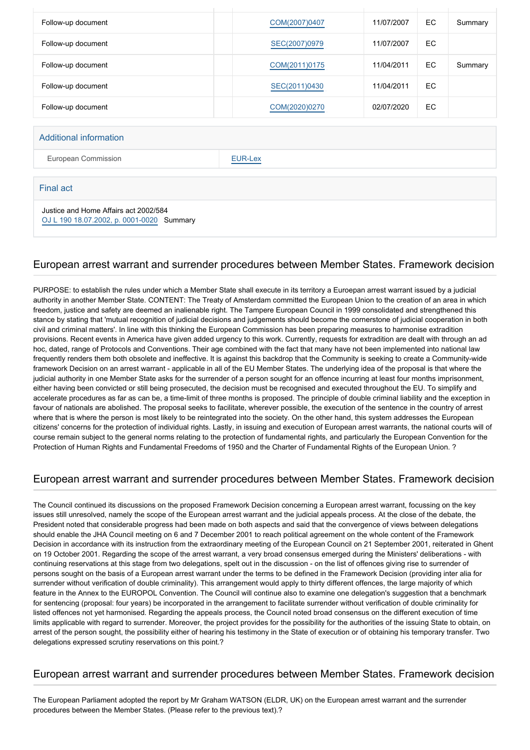| | | | | | |
|---|---|---|---|---|---|
| Follow-up document | | COM(2007)0407 | 11/07/2007 | EC | Summary |
| Follow-up document | | SEC(2007)0979 | 11/07/2007 | EC | |
| Follow-up document | | COM(2011)0175 | 11/04/2011 | EC | Summary |
| Follow-up document | | SEC(2011)0430 | 11/04/2011 | EC | |
| Follow-up document | | COM(2020)0270 | 02/07/2020 | EC | |

## Additional information

| | |
|---|---|
| European Commission | EUR-Lex |

## Final act

Justice and Home Affairs act 2002/584
OJ L 190 18.07.2002, p. 0001-0020 Summary

## European arrest warrant and surrender procedures between Member States. Framework decision

PURPOSE: to establish the rules under which a Member State shall execute in its territory a Euroepan arrest warrant issued by a judicial authority in another Member State. CONTENT: The Treaty of Amsterdam committed the European Union to the creation of an area in which freedom, justice and safety are deemed an inalienable right. The Tampere European Council in 1999 consolidated and strengthened this stance by stating that 'mutual recognition of judicial decisions and judgements should become the cornerstone of judicial cooperation in both civil and criminal matters'. In line with this thinking the European Commission has been preparing measures to harmonise extradition provisions. Recent events in America have given added urgency to this work. Currently, requests for extradition are dealt with through an ad hoc, dated, range of Protocols and Conventions. Their age combined with the fact that many have not been implemented into national law frequently renders them both obsolete and ineffective. It is against this backdrop that the Community is seeking to create a Community-wide framework Decision on an arrest warrant - applicable in all of the EU Member States. The underlying idea of the proposal is that where the judicial authority in one Member State asks for the surrender of a person sought for an offence incurring at least four months imprisonment, either having been convicted or still being prosecuted, the decision must be recognised and executed throughout the EU. To simplify and accelerate procedures as far as can be, a time-limit of three months is proposed. The principle of double criminal liability and the exception in favour of nationals are abolished. The proposal seeks to facilitate, wherever possible, the execution of the sentence in the country of arrest where that is where the person is most likely to be reintegrated into the society. On the other hand, this system addresses the European citizens' concerns for the protection of individual rights. Lastly, in issuing and execution of European arrest warrants, the national courts will of course remain subject to the general norms relating to the protection of fundamental rights, and particularly the European Convention for the Protection of Human Rights and Fundamental Freedoms of 1950 and the Charter of Fundamental Rights of the European Union. ?

## European arrest warrant and surrender procedures between Member States. Framework decision

The Council continued its discussions on the proposed Framework Decision concerning a European arrest warrant, focussing on the key issues still unresolved, namely the scope of the European arrest warrant and the judicial appeals process. At the close of the debate, the President noted that considerable progress had been made on both aspects and said that the convergence of views between delegations should enable the JHA Council meeting on 6 and 7 December 2001 to reach political agreement on the whole content of the Framework Decision in accordance with its instruction from the extraordinary meeting of the European Council on 21 September 2001, reiterated in Ghent on 19 October 2001. Regarding the scope of the arrest warrant, a very broad consensus emerged during the Ministers' deliberations - with continuing reservations at this stage from two delegations, spelt out in the discussion - on the list of offences giving rise to surrender of persons sought on the basis of a European arrest warrant under the terms to be defined in the Framework Decision (providing inter alia for surrender without verification of double criminality). This arrangement would apply to thirty different offences, the large majority of which feature in the Annex to the EUROPOL Convention. The Council will continue also to examine one delegation's suggestion that a benchmark for sentencing (proposal: four years) be incorporated in the arrangement to facilitate surrender without verification of double criminality for listed offences not yet harmonised. Regarding the appeals process, the Council noted broad consensus on the different execution of time limits applicable with regard to surrender. Moreover, the project provides for the possibility for the authorities of the issuing State to obtain, on arrest of the person sought, the possibility either of hearing his testimony in the State of execution or of obtaining his temporary transfer. Two delegations expressed scrutiny reservations on this point.?

## European arrest warrant and surrender procedures between Member States. Framework decision

The European Parliament adopted the report by Mr Graham WATSON (ELDR, UK) on the European arrest warrant and the surrender procedures between the Member States. (Please refer to the previous text).?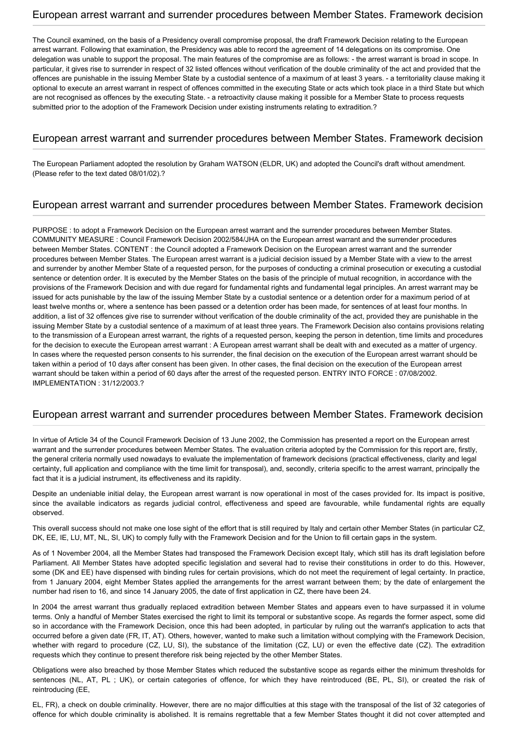## European arrest warrant and surrender procedures between Member States. Framework decision

The Council examined, on the basis of a Presidency overall compromise proposal, the draft Framework Decision relating to the European arrest warrant. Following that examination, the Presidency was able to record the agreement of 14 delegations on its compromise. One delegation was unable to support the proposal. The main features of the compromise are as follows: - the arrest warrant is broad in scope. In particular, it gives rise to surrender in respect of 32 listed offences without verification of the double criminality of the act and provided that the offences are punishable in the issuing Member State by a custodial sentence of a maximum of at least 3 years. - a territoriality clause making it optional to execute an arrest warrant in respect of offences committed in the executing State or acts which took place in a third State but which are not recognised as offences by the executing State. - a retroactivity clause making it possible for a Member State to process requests submitted prior to the adoption of the Framework Decision under existing instruments relating to extradition.?

## European arrest warrant and surrender procedures between Member States. Framework decision

The European Parliament adopted the resolution by Graham WATSON (ELDR, UK) and adopted the Council's draft without amendment. (Please refer to the text dated 08/01/02).?

## European arrest warrant and surrender procedures between Member States. Framework decision

PURPOSE : to adopt a Framework Decision on the European arrest warrant and the surrender procedures between Member States. COMMUNITY MEASURE : Council Framework Decision 2002/584/JHA on the European arrest warrant and the surrender procedures between Member States. CONTENT : the Council adopted a Framework Decision on the European arrest warrant and the surrender procedures between Member States. The European arrest warrant is a judicial decision issued by a Member State with a view to the arrest and surrender by another Member State of a requested person, for the purposes of conducting a criminal prosecution or executing a custodial sentence or detention order. It is executed by the Member States on the basis of the principle of mutual recognition, in accordance with the provisions of the Framework Decision and with due regard for fundamental rights and fundamental legal principles. An arrest warrant may be issued for acts punishable by the law of the issuing Member State by a custodial sentence or a detention order for a maximum period of at least twelve months or, where a sentence has been passed or a detention order has been made, for sentences of at least four months. In addition, a list of 32 offences give rise to surrender without verification of the double criminality of the act, provided they are punishable in the issuing Member State by a custodial sentence of a maximum of at least three years. The Framework Decision also contains provisions relating to the transmission of a European arrest warrant, the rights of a requested person, keeping the person in detention, time limits and procedures for the decision to execute the European arrest warrant : A European arrest warrant shall be dealt with and executed as a matter of urgency. In cases where the requested person consents to his surrender, the final decision on the execution of the European arrest warrant should be taken within a period of 10 days after consent has been given. In other cases, the final decision on the execution of the European arrest warrant should be taken within a period of 60 days after the arrest of the requested person. ENTRY INTO FORCE : 07/08/2002. IMPLEMENTATION : 31/12/2003.?

## European arrest warrant and surrender procedures between Member States. Framework decision

In virtue of Article 34 of the Council Framework Decision of 13 June 2002, the Commission has presented a report on the European arrest warrant and the surrender procedures between Member States. The evaluation criteria adopted by the Commission for this report are, firstly, the general criteria normally used nowadays to evaluate the implementation of framework decisions (practical effectiveness, clarity and legal certainty, full application and compliance with the time limit for transposal), and, secondly, criteria specific to the arrest warrant, principally the fact that it is a judicial instrument, its effectiveness and its rapidity.

Despite an undeniable initial delay, the European arrest warrant is now operational in most of the cases provided for. Its impact is positive, since the available indicators as regards judicial control, effectiveness and speed are favourable, while fundamental rights are equally observed.

This overall success should not make one lose sight of the effort that is still required by Italy and certain other Member States (in particular CZ, DK, EE, IE, LU, MT, NL, SI, UK) to comply fully with the Framework Decision and for the Union to fill certain gaps in the system.

As of 1 November 2004, all the Member States had transposed the Framework Decision except Italy, which still has its draft legislation before Parliament. All Member States have adopted specific legislation and several had to revise their constitutions in order to do this. However, some (DK and EE) have dispensed with binding rules for certain provisions, which do not meet the requirement of legal certainty. In practice, from 1 January 2004, eight Member States applied the arrangements for the arrest warrant between them; by the date of enlargement the number had risen to 16, and since 14 January 2005, the date of first application in CZ, there have been 24.

In 2004 the arrest warrant thus gradually replaced extradition between Member States and appears even to have surpassed it in volume terms. Only a handful of Member States exercised the right to limit its temporal or substantive scope. As regards the former aspect, some did so in accordance with the Framework Decision, once this had been adopted, in particular by ruling out the warrant's application to acts that occurred before a given date (FR, IT, AT). Others, however, wanted to make such a limitation without complying with the Framework Decision, whether with regard to procedure (CZ, LU, SI), the substance of the limitation (CZ, LU) or even the effective date (CZ). The extradition requests which they continue to present therefore risk being rejected by the other Member States.

Obligations were also breached by those Member States which reduced the substantive scope as regards either the minimum thresholds for sentences (NL, AT, PL ; UK), or certain categories of offence, for which they have reintroduced (BE, PL, SI), or created the risk of reintroducing (EE,

EL, FR), a check on double criminality. However, there are no major difficulties at this stage with the transposal of the list of 32 categories of offence for which double criminality is abolished. It is remains regrettable that a few Member States thought it did not cover attempted and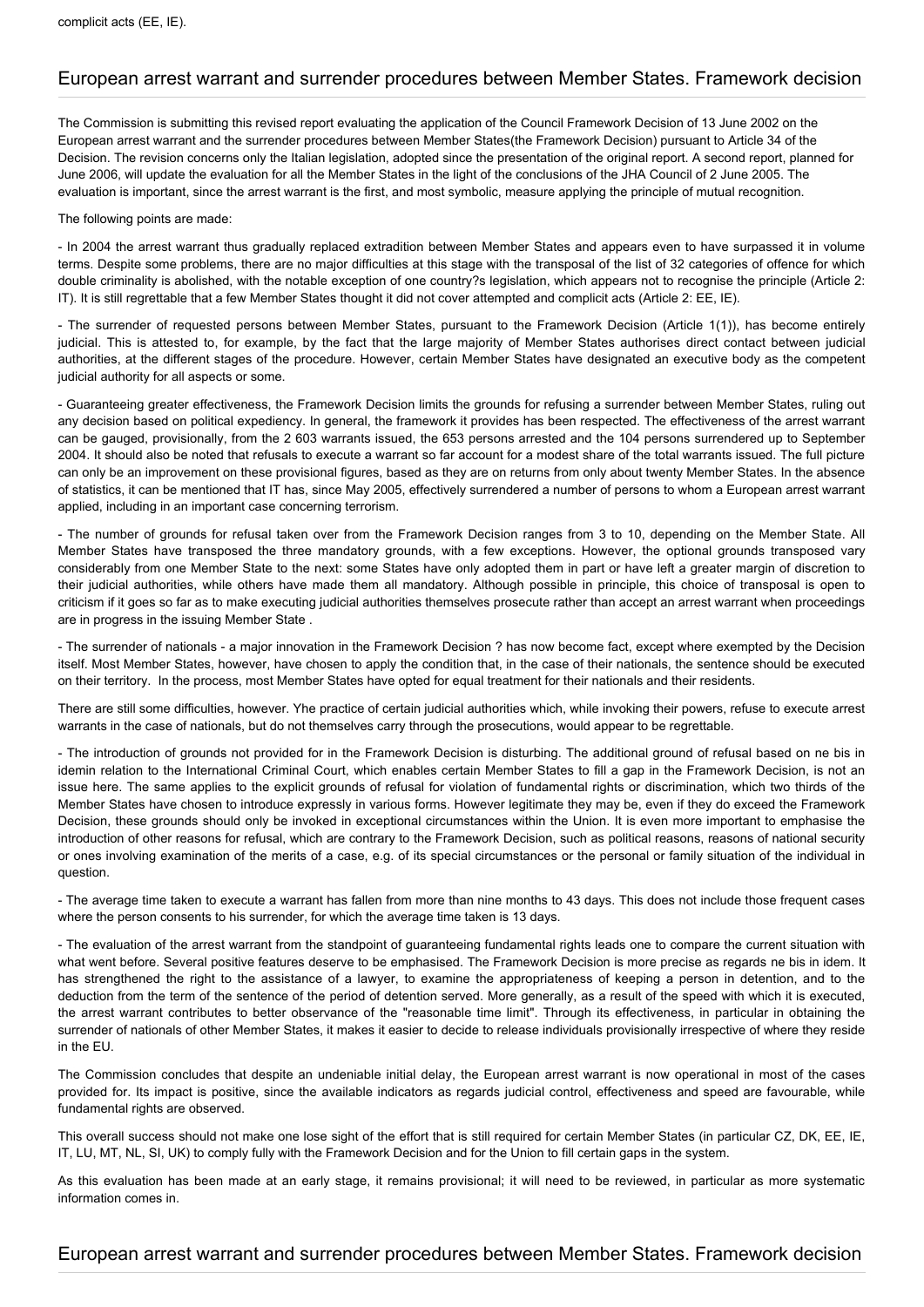complicit acts (EE, IE).

## European arrest warrant and surrender procedures between Member States. Framework decision

The Commission is submitting this revised report evaluating the application of the Council Framework Decision of 13 June 2002 on the European arrest warrant and the surrender procedures between Member States(the Framework Decision) pursuant to Article 34 of the Decision. The revision concerns only the Italian legislation, adopted since the presentation of the original report. A second report, planned for June 2006, will update the evaluation for all the Member States in the light of the conclusions of the JHA Council of 2 June 2005. The evaluation is important, since the arrest warrant is the first, and most symbolic, measure applying the principle of mutual recognition.

The following points are made:

- In 2004 the arrest warrant thus gradually replaced extradition between Member States and appears even to have surpassed it in volume terms. Despite some problems, there are no major difficulties at this stage with the transposal of the list of 32 categories of offence for which double criminality is abolished, with the notable exception of one country?s legislation, which appears not to recognise the principle (Article 2: IT). It is still regrettable that a few Member States thought it did not cover attempted and complicit acts (Article 2: EE, IE).

- The surrender of requested persons between Member States, pursuant to the Framework Decision (Article 1(1)), has become entirely judicial. This is attested to, for example, by the fact that the large majority of Member States authorises direct contact between judicial authorities, at the different stages of the procedure. However, certain Member States have designated an executive body as the competent judicial authority for all aspects or some.

- Guaranteeing greater effectiveness, the Framework Decision limits the grounds for refusing a surrender between Member States, ruling out any decision based on political expediency. In general, the framework it provides has been respected. The effectiveness of the arrest warrant can be gauged, provisionally, from the 2 603 warrants issued, the 653 persons arrested and the 104 persons surrendered up to September 2004. It should also be noted that refusals to execute a warrant so far account for a modest share of the total warrants issued. The full picture can only be an improvement on these provisional figures, based as they are on returns from only about twenty Member States. In the absence of statistics, it can be mentioned that IT has, since May 2005, effectively surrendered a number of persons to whom a European arrest warrant applied, including in an important case concerning terrorism.

- The number of grounds for refusal taken over from the Framework Decision ranges from 3 to 10, depending on the Member State. All Member States have transposed the three mandatory grounds, with a few exceptions. However, the optional grounds transposed vary considerably from one Member State to the next: some States have only adopted them in part or have left a greater margin of discretion to their judicial authorities, while others have made them all mandatory. Although possible in principle, this choice of transposal is open to criticism if it goes so far as to make executing judicial authorities themselves prosecute rather than accept an arrest warrant when proceedings are in progress in the issuing Member State .

- The surrender of nationals - a major innovation in the Framework Decision ? has now become fact, except where exempted by the Decision itself. Most Member States, however, have chosen to apply the condition that, in the case of their nationals, the sentence should be executed on their territory. In the process, most Member States have opted for equal treatment for their nationals and their residents.

There are still some difficulties, however. Yhe practice of certain judicial authorities which, while invoking their powers, refuse to execute arrest warrants in the case of nationals, but do not themselves carry through the prosecutions, would appear to be regrettable.

- The introduction of grounds not provided for in the Framework Decision is disturbing. The additional ground of refusal based on ne bis in idemin relation to the International Criminal Court, which enables certain Member States to fill a gap in the Framework Decision, is not an issue here. The same applies to the explicit grounds of refusal for violation of fundamental rights or discrimination, which two thirds of the Member States have chosen to introduce expressly in various forms. However legitimate they may be, even if they do exceed the Framework Decision, these grounds should only be invoked in exceptional circumstances within the Union. It is even more important to emphasise the introduction of other reasons for refusal, which are contrary to the Framework Decision, such as political reasons, reasons of national security or ones involving examination of the merits of a case, e.g. of its special circumstances or the personal or family situation of the individual in question.

- The average time taken to execute a warrant has fallen from more than nine months to 43 days. This does not include those frequent cases where the person consents to his surrender, for which the average time taken is 13 days.

- The evaluation of the arrest warrant from the standpoint of guaranteeing fundamental rights leads one to compare the current situation with what went before. Several positive features deserve to be emphasised. The Framework Decision is more precise as regards ne bis in idem. It has strengthened the right to the assistance of a lawyer, to examine the appropriateness of keeping a person in detention, and to the deduction from the term of the sentence of the period of detention served. More generally, as a result of the speed with which it is executed, the arrest warrant contributes to better observance of the "reasonable time limit". Through its effectiveness, in particular in obtaining the surrender of nationals of other Member States, it makes it easier to decide to release individuals provisionally irrespective of where they reside in the EU.

The Commission concludes that despite an undeniable initial delay, the European arrest warrant is now operational in most of the cases provided for. Its impact is positive, since the available indicators as regards judicial control, effectiveness and speed are favourable, while fundamental rights are observed.

This overall success should not make one lose sight of the effort that is still required for certain Member States (in particular CZ, DK, EE, IE, IT, LU, MT, NL, SI, UK) to comply fully with the Framework Decision and for the Union to fill certain gaps in the system.

As this evaluation has been made at an early stage, it remains provisional; it will need to be reviewed, in particular as more systematic information comes in.

## European arrest warrant and surrender procedures between Member States. Framework decision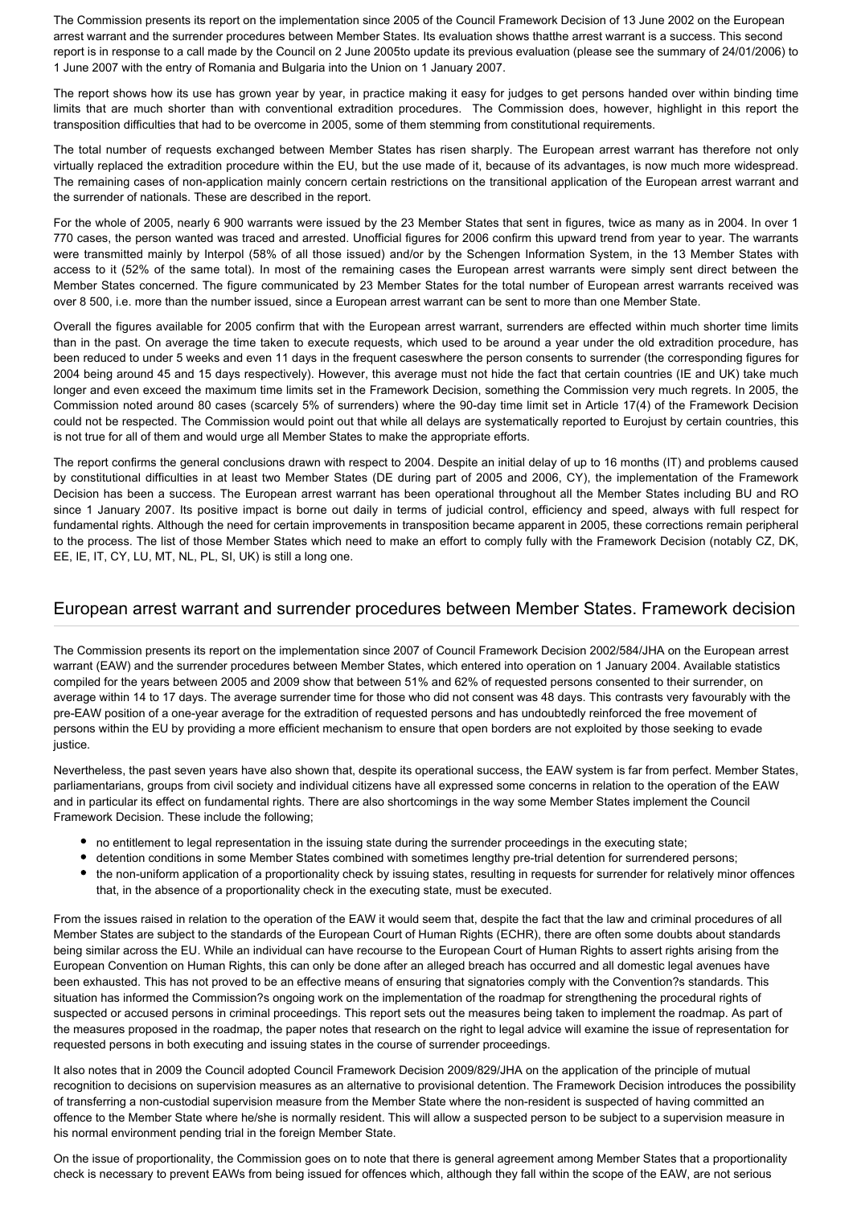The Commission presents its report on the implementation since 2005 of the Council Framework Decision of 13 June 2002 on the European arrest warrant and the surrender procedures between Member States. Its evaluation shows thatthe arrest warrant is a success. This second report is in response to a call made by the Council on 2 June 2005to update its previous evaluation (please see the summary of 24/01/2006) to 1 June 2007 with the entry of Romania and Bulgaria into the Union on 1 January 2007.

The report shows how its use has grown year by year, in practice making it easy for judges to get persons handed over within binding time limits that are much shorter than with conventional extradition procedures. The Commission does, however, highlight in this report the transposition difficulties that had to be overcome in 2005, some of them stemming from constitutional requirements.

The total number of requests exchanged between Member States has risen sharply. The European arrest warrant has therefore not only virtually replaced the extradition procedure within the EU, but the use made of it, because of its advantages, is now much more widespread. The remaining cases of non-application mainly concern certain restrictions on the transitional application of the European arrest warrant and the surrender of nationals. These are described in the report.

For the whole of 2005, nearly 6 900 warrants were issued by the 23 Member States that sent in figures, twice as many as in 2004. In over 1 770 cases, the person wanted was traced and arrested. Unofficial figures for 2006 confirm this upward trend from year to year. The warrants were transmitted mainly by Interpol (58% of all those issued) and/or by the Schengen Information System, in the 13 Member States with access to it (52% of the same total). In most of the remaining cases the European arrest warrants were simply sent direct between the Member States concerned. The figure communicated by 23 Member States for the total number of European arrest warrants received was over 8 500, i.e. more than the number issued, since a European arrest warrant can be sent to more than one Member State.

Overall the figures available for 2005 confirm that with the European arrest warrant, surrenders are effected within much shorter time limits than in the past. On average the time taken to execute requests, which used to be around a year under the old extradition procedure, has been reduced to under 5 weeks and even 11 days in the frequent caseswhere the person consents to surrender (the corresponding figures for 2004 being around 45 and 15 days respectively). However, this average must not hide the fact that certain countries (IE and UK) take much longer and even exceed the maximum time limits set in the Framework Decision, something the Commission very much regrets. In 2005, the Commission noted around 80 cases (scarcely 5% of surrenders) where the 90-day time limit set in Article 17(4) of the Framework Decision could not be respected. The Commission would point out that while all delays are systematically reported to Eurojust by certain countries, this is not true for all of them and would urge all Member States to make the appropriate efforts.

The report confirms the general conclusions drawn with respect to 2004. Despite an initial delay of up to 16 months (IT) and problems caused by constitutional difficulties in at least two Member States (DE during part of 2005 and 2006, CY), the implementation of the Framework Decision has been a success. The European arrest warrant has been operational throughout all the Member States including BU and RO since 1 January 2007. Its positive impact is borne out daily in terms of judicial control, efficiency and speed, always with full respect for fundamental rights. Although the need for certain improvements in transposition became apparent in 2005, these corrections remain peripheral to the process. The list of those Member States which need to make an effort to comply fully with the Framework Decision (notably CZ, DK, EE, IE, IT, CY, LU, MT, NL, PL, SI, UK) is still a long one.

## European arrest warrant and surrender procedures between Member States. Framework decision

The Commission presents its report on the implementation since 2007 of Council Framework Decision 2002/584/JHA on the European arrest warrant (EAW) and the surrender procedures between Member States, which entered into operation on 1 January 2004. Available statistics compiled for the years between 2005 and 2009 show that between 51% and 62% of requested persons consented to their surrender, on average within 14 to 17 days. The average surrender time for those who did not consent was 48 days. This contrasts very favourably with the pre-EAW position of a one-year average for the extradition of requested persons and has undoubtedly reinforced the free movement of persons within the EU by providing a more efficient mechanism to ensure that open borders are not exploited by those seeking to evade justice.

Nevertheless, the past seven years have also shown that, despite its operational success, the EAW system is far from perfect. Member States, parliamentarians, groups from civil society and individual citizens have all expressed some concerns in relation to the operation of the EAW and in particular its effect on fundamental rights. There are also shortcomings in the way some Member States implement the Council Framework Decision. These include the following;

- no entitlement to legal representation in the issuing state during the surrender proceedings in the executing state;
- detention conditions in some Member States combined with sometimes lengthy pre-trial detention for surrendered persons;
- the non-uniform application of a proportionality check by issuing states, resulting in requests for surrender for relatively minor offences that, in the absence of a proportionality check in the executing state, must be executed.

From the issues raised in relation to the operation of the EAW it would seem that, despite the fact that the law and criminal procedures of all Member States are subject to the standards of the European Court of Human Rights (ECHR), there are often some doubts about standards being similar across the EU. While an individual can have recourse to the European Court of Human Rights to assert rights arising from the European Convention on Human Rights, this can only be done after an alleged breach has occurred and all domestic legal avenues have been exhausted. This has not proved to be an effective means of ensuring that signatories comply with the Convention?s standards. This situation has informed the Commission?s ongoing work on the implementation of the roadmap for strengthening the procedural rights of suspected or accused persons in criminal proceedings. This report sets out the measures being taken to implement the roadmap. As part of the measures proposed in the roadmap, the paper notes that research on the right to legal advice will examine the issue of representation for requested persons in both executing and issuing states in the course of surrender proceedings.

It also notes that in 2009 the Council adopted Council Framework Decision 2009/829/JHA on the application of the principle of mutual recognition to decisions on supervision measures as an alternative to provisional detention. The Framework Decision introduces the possibility of transferring a non-custodial supervision measure from the Member State where the non-resident is suspected of having committed an offence to the Member State where he/she is normally resident. This will allow a suspected person to be subject to a supervision measure in his normal environment pending trial in the foreign Member State.

On the issue of proportionality, the Commission goes on to note that there is general agreement among Member States that a proportionality check is necessary to prevent EAWs from being issued for offences which, although they fall within the scope of the EAW, are not serious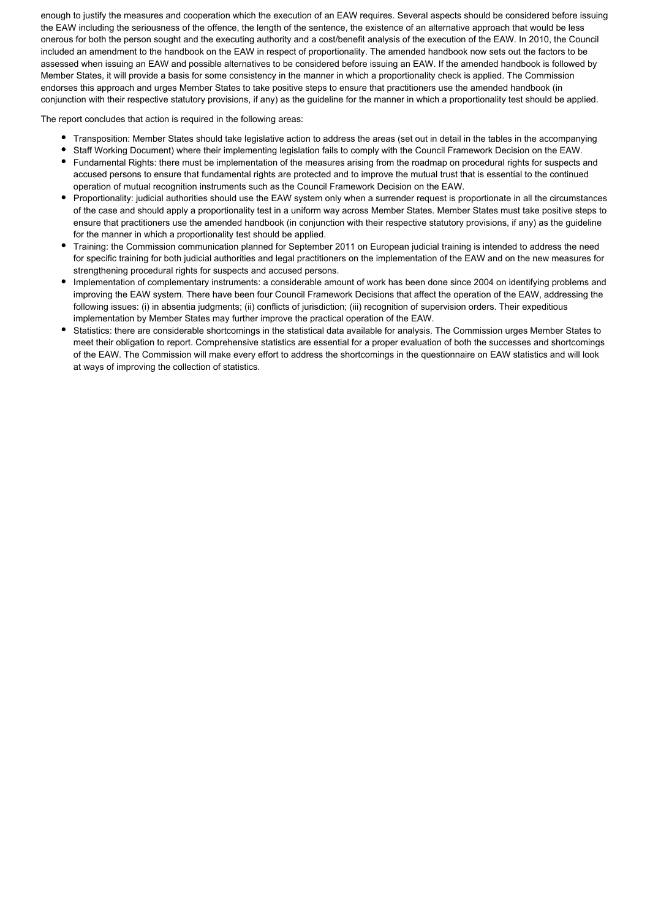enough to justify the measures and cooperation which the execution of an EAW requires. Several aspects should be considered before issuing the EAW including the seriousness of the offence, the length of the sentence, the existence of an alternative approach that would be less onerous for both the person sought and the executing authority and a cost/benefit analysis of the execution of the EAW. In 2010, the Council included an amendment to the handbook on the EAW in respect of proportionality. The amended handbook now sets out the factors to be assessed when issuing an EAW and possible alternatives to be considered before issuing an EAW. If the amended handbook is followed by Member States, it will provide a basis for some consistency in the manner in which a proportionality check is applied. The Commission endorses this approach and urges Member States to take positive steps to ensure that practitioners use the amended handbook (in conjunction with their respective statutory provisions, if any) as the guideline for the manner in which a proportionality test should be applied.

The report concludes that action is required in the following areas:

- Transposition: Member States should take legislative action to address the areas (set out in detail in the tables in the accompanying
- Staff Working Document) where their implementing legislation fails to comply with the Council Framework Decision on the EAW.
- Fundamental Rights: there must be implementation of the measures arising from the roadmap on procedural rights for suspects and accused persons to ensure that fundamental rights are protected and to improve the mutual trust that is essential to the continued operation of mutual recognition instruments such as the Council Framework Decision on the EAW.
- Proportionality: judicial authorities should use the EAW system only when a surrender request is proportionate in all the circumstances of the case and should apply a proportionality test in a uniform way across Member States. Member States must take positive steps to ensure that practitioners use the amended handbook (in conjunction with their respective statutory provisions, if any) as the guideline for the manner in which a proportionality test should be applied.
- Training: the Commission communication planned for September 2011 on European judicial training is intended to address the need for specific training for both judicial authorities and legal practitioners on the implementation of the EAW and on the new measures for strengthening procedural rights for suspects and accused persons.
- Implementation of complementary instruments: a considerable amount of work has been done since 2004 on identifying problems and improving the EAW system. There have been four Council Framework Decisions that affect the operation of the EAW, addressing the following issues: (i) in absentia judgments; (ii) conflicts of jurisdiction; (iii) recognition of supervision orders. Their expeditious implementation by Member States may further improve the practical operation of the EAW.
- Statistics: there are considerable shortcomings in the statistical data available for analysis. The Commission urges Member States to meet their obligation to report. Comprehensive statistics are essential for a proper evaluation of both the successes and shortcomings of the EAW. The Commission will make every effort to address the shortcomings in the questionnaire on EAW statistics and will look at ways of improving the collection of statistics.